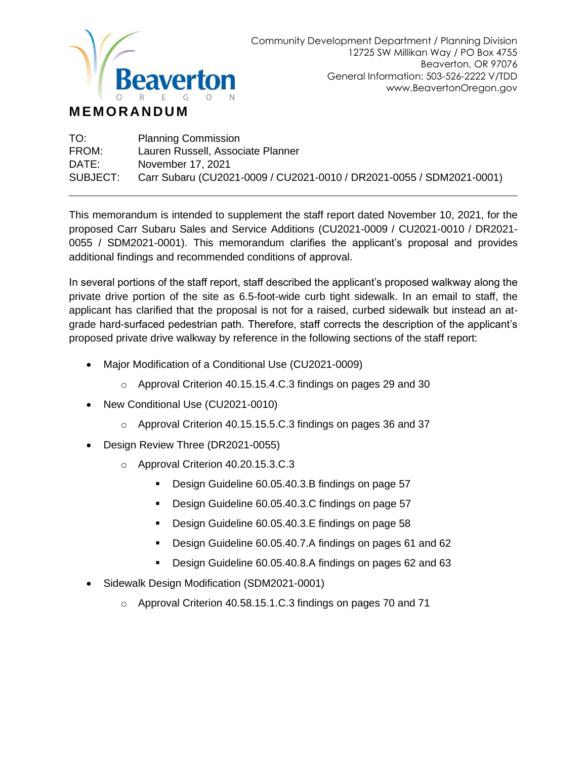Community Development Department / Planning Division
12725 SW Millikan Way / PO Box 4755
Beaverton, OR 97076
General Information: 503-526-2222 V/TDD
www.BeavertonOregon.gov

# MEMORANDUM

TO: Planning Commission
FROM: Lauren Russell, Associate Planner
DATE: November 17, 2021
SUBJECT: Carr Subaru (CU2021-0009 / CU2021-0010 / DR2021-0055 / SDM2021-0001)

---

This memorandum is intended to supplement the staff report dated November 10, 2021, for the proposed Carr Subaru Sales and Service Additions (CU2021-0009 / CU2021-0010 / DR2021-0055 / SDM2021-0001). This memorandum clarifies the applicant's proposal and provides additional findings and recommended conditions of approval.

In several portions of the staff report, staff described the applicant's proposed walkway along the private drive portion of the site as 6.5-foot-wide curb tight sidewalk. In an email to staff, the applicant has clarified that the proposal is not for a raised, curbed sidewalk but instead an at-grade hard-surfaced pedestrian path. Therefore, staff corrects the description of the applicant's proposed private drive walkway by reference in the following sections of the staff report:

- Major Modification of a Conditional Use (CU2021-0009)
  - Approval Criterion 40.15.15.4.C.3 findings on pages 29 and 30
- New Conditional Use (CU2021-0010)
  - Approval Criterion 40.15.15.5.C.3 findings on pages 36 and 37
- Design Review Three (DR2021-0055)
  - Approval Criterion 40.20.15.3.C.3
    - Design Guideline 60.05.40.3.B findings on page 57
    - Design Guideline 60.05.40.3.C findings on page 57
    - Design Guideline 60.05.40.3.E findings on page 58
    - Design Guideline 60.05.40.7.A findings on pages 61 and 62
    - Design Guideline 60.05.40.8.A findings on pages 62 and 63
- Sidewalk Design Modification (SDM2021-0001)
  - Approval Criterion 40.58.15.1.C.3 findings on pages 70 and 71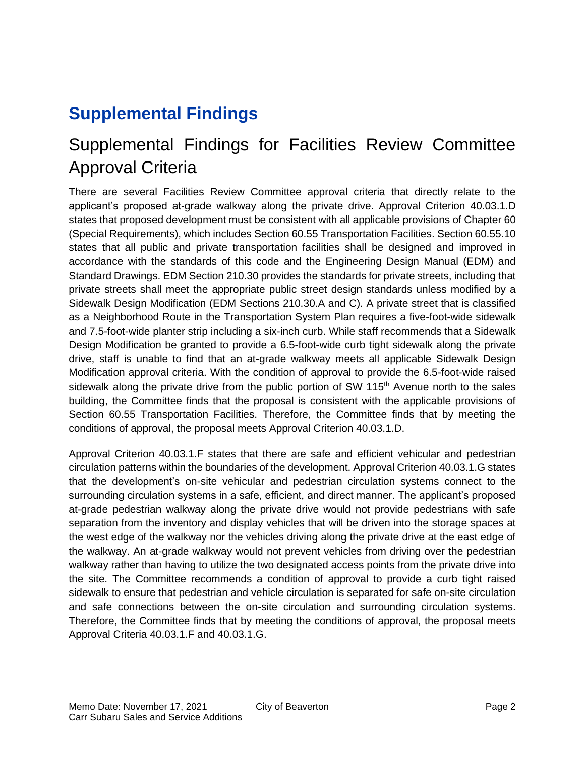# Supplemental Findings

## Supplemental Findings for Facilities Review Committee Approval Criteria

There are several Facilities Review Committee approval criteria that directly relate to the applicant's proposed at-grade walkway along the private drive. Approval Criterion 40.03.1.D states that proposed development must be consistent with all applicable provisions of Chapter 60 (Special Requirements), which includes Section 60.55 Transportation Facilities. Section 60.55.10 states that all public and private transportation facilities shall be designed and improved in accordance with the standards of this code and the Engineering Design Manual (EDM) and Standard Drawings. EDM Section 210.30 provides the standards for private streets, including that private streets shall meet the appropriate public street design standards unless modified by a Sidewalk Design Modification (EDM Sections 210.30.A and C). A private street that is classified as a Neighborhood Route in the Transportation System Plan requires a five-foot-wide sidewalk and 7.5-foot-wide planter strip including a six-inch curb. While staff recommends that a Sidewalk Design Modification be granted to provide a 6.5-foot-wide curb tight sidewalk along the private drive, staff is unable to find that an at-grade walkway meets all applicable Sidewalk Design Modification approval criteria. With the condition of approval to provide the 6.5-foot-wide raised sidewalk along the private drive from the public portion of SW 115th Avenue north to the sales building, the Committee finds that the proposal is consistent with the applicable provisions of Section 60.55 Transportation Facilities. Therefore, the Committee finds that by meeting the conditions of approval, the proposal meets Approval Criterion 40.03.1.D.

Approval Criterion 40.03.1.F states that there are safe and efficient vehicular and pedestrian circulation patterns within the boundaries of the development. Approval Criterion 40.03.1.G states that the development's on-site vehicular and pedestrian circulation systems connect to the surrounding circulation systems in a safe, efficient, and direct manner. The applicant's proposed at-grade pedestrian walkway along the private drive would not provide pedestrians with safe separation from the inventory and display vehicles that will be driven into the storage spaces at the west edge of the walkway nor the vehicles driving along the private drive at the east edge of the walkway. An at-grade walkway would not prevent vehicles from driving over the pedestrian walkway rather than having to utilize the two designated access points from the private drive into the site. The Committee recommends a condition of approval to provide a curb tight raised sidewalk to ensure that pedestrian and vehicle circulation is separated for safe on-site circulation and safe connections between the on-site circulation and surrounding circulation systems. Therefore, the Committee finds that by meeting the conditions of approval, the proposal meets Approval Criteria 40.03.1.F and 40.03.1.G.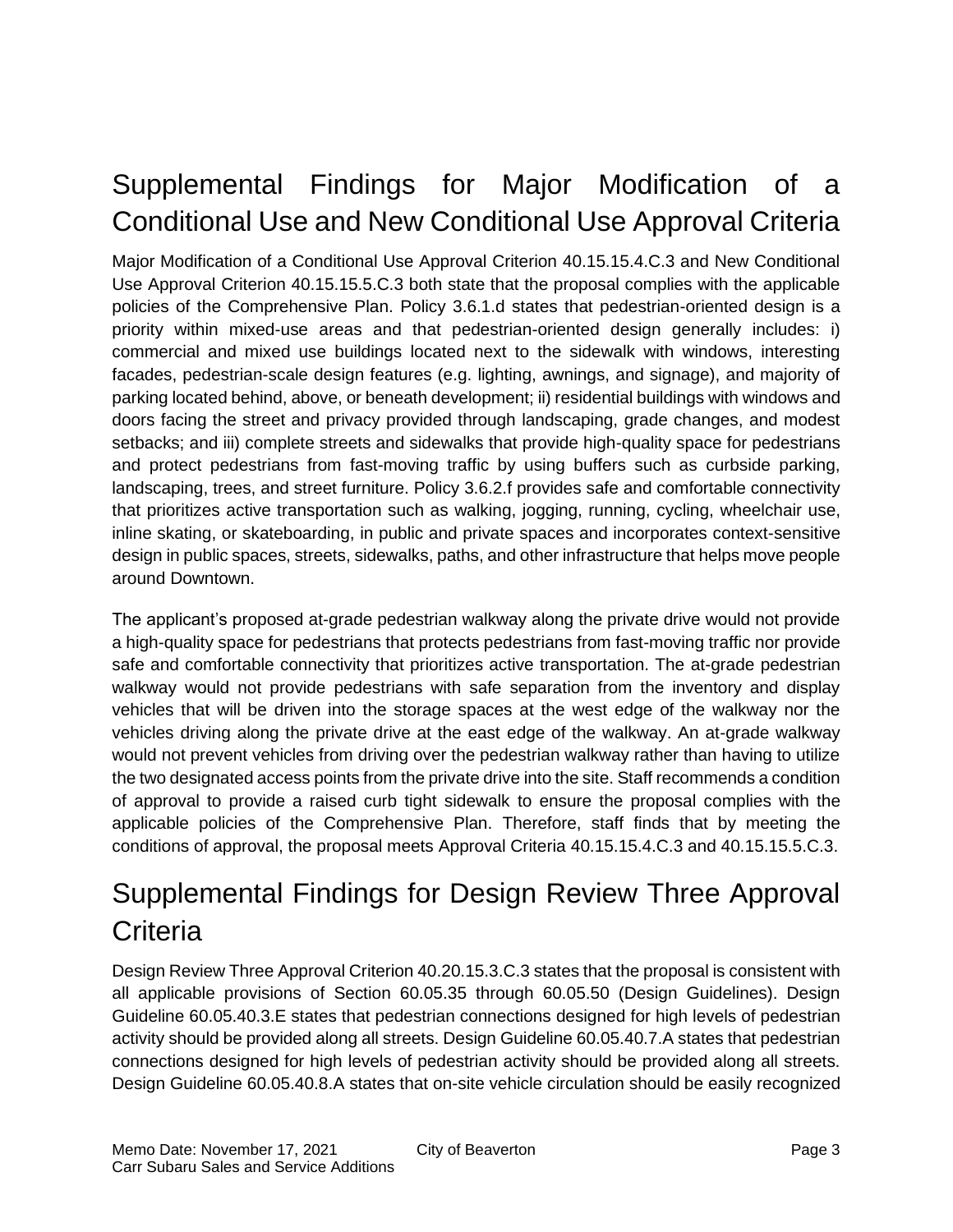## Supplemental Findings for Major Modification of a Conditional Use and New Conditional Use Approval Criteria

Major Modification of a Conditional Use Approval Criterion 40.15.15.4.C.3 and New Conditional Use Approval Criterion 40.15.15.5.C.3 both state that the proposal complies with the applicable policies of the Comprehensive Plan. Policy 3.6.1.d states that pedestrian-oriented design is a priority within mixed-use areas and that pedestrian-oriented design generally includes: i) commercial and mixed use buildings located next to the sidewalk with windows, interesting facades, pedestrian-scale design features (e.g. lighting, awnings, and signage), and majority of parking located behind, above, or beneath development; ii) residential buildings with windows and doors facing the street and privacy provided through landscaping, grade changes, and modest setbacks; and iii) complete streets and sidewalks that provide high-quality space for pedestrians and protect pedestrians from fast-moving traffic by using buffers such as curbside parking, landscaping, trees, and street furniture. Policy 3.6.2.f provides safe and comfortable connectivity that prioritizes active transportation such as walking, jogging, running, cycling, wheelchair use, inline skating, or skateboarding, in public and private spaces and incorporates context-sensitive design in public spaces, streets, sidewalks, paths, and other infrastructure that helps move people around Downtown.

The applicant's proposed at-grade pedestrian walkway along the private drive would not provide a high-quality space for pedestrians that protects pedestrians from fast-moving traffic nor provide safe and comfortable connectivity that prioritizes active transportation. The at-grade pedestrian walkway would not provide pedestrians with safe separation from the inventory and display vehicles that will be driven into the storage spaces at the west edge of the walkway nor the vehicles driving along the private drive at the east edge of the walkway. An at-grade walkway would not prevent vehicles from driving over the pedestrian walkway rather than having to utilize the two designated access points from the private drive into the site. Staff recommends a condition of approval to provide a raised curb tight sidewalk to ensure the proposal complies with the applicable policies of the Comprehensive Plan. Therefore, staff finds that by meeting the conditions of approval, the proposal meets Approval Criteria 40.15.15.4.C.3 and 40.15.15.5.C.3.

## Supplemental Findings for Design Review Three Approval Criteria

Design Review Three Approval Criterion 40.20.15.3.C.3 states that the proposal is consistent with all applicable provisions of Section 60.05.35 through 60.05.50 (Design Guidelines). Design Guideline 60.05.40.3.E states that pedestrian connections designed for high levels of pedestrian activity should be provided along all streets. Design Guideline 60.05.40.7.A states that pedestrian connections designed for high levels of pedestrian activity should be provided along all streets. Design Guideline 60.05.40.8.A states that on-site vehicle circulation should be easily recognized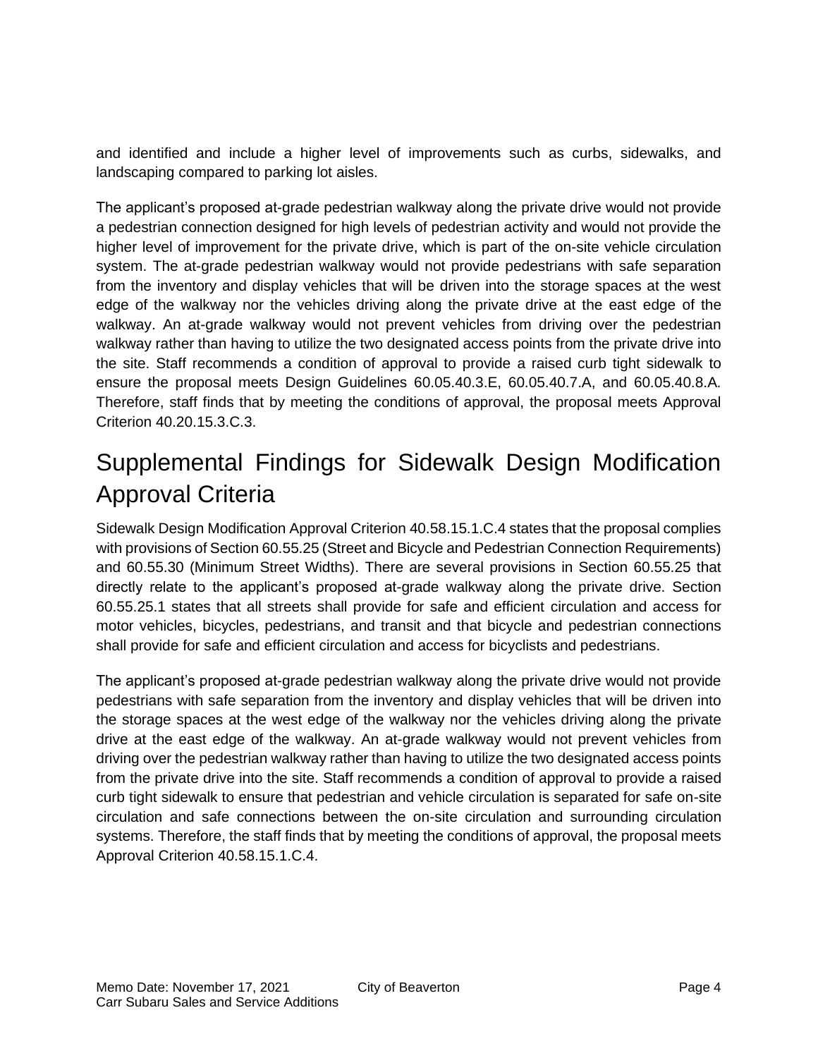and identified and include a higher level of improvements such as curbs, sidewalks, and landscaping compared to parking lot aisles.

The applicant's proposed at-grade pedestrian walkway along the private drive would not provide a pedestrian connection designed for high levels of pedestrian activity and would not provide the higher level of improvement for the private drive, which is part of the on-site vehicle circulation system. The at-grade pedestrian walkway would not provide pedestrians with safe separation from the inventory and display vehicles that will be driven into the storage spaces at the west edge of the walkway nor the vehicles driving along the private drive at the east edge of the walkway. An at-grade walkway would not prevent vehicles from driving over the pedestrian walkway rather than having to utilize the two designated access points from the private drive into the site. Staff recommends a condition of approval to provide a raised curb tight sidewalk to ensure the proposal meets Design Guidelines 60.05.40.3.E, 60.05.40.7.A, and 60.05.40.8.A. Therefore, staff finds that by meeting the conditions of approval, the proposal meets Approval Criterion 40.20.15.3.C.3.

# Supplemental Findings for Sidewalk Design Modification Approval Criteria

Sidewalk Design Modification Approval Criterion 40.58.15.1.C.4 states that the proposal complies with provisions of Section 60.55.25 (Street and Bicycle and Pedestrian Connection Requirements) and 60.55.30 (Minimum Street Widths). There are several provisions in Section 60.55.25 that directly relate to the applicant's proposed at-grade walkway along the private drive. Section 60.55.25.1 states that all streets shall provide for safe and efficient circulation and access for motor vehicles, bicycles, pedestrians, and transit and that bicycle and pedestrian connections shall provide for safe and efficient circulation and access for bicyclists and pedestrians.

The applicant's proposed at-grade pedestrian walkway along the private drive would not provide pedestrians with safe separation from the inventory and display vehicles that will be driven into the storage spaces at the west edge of the walkway nor the vehicles driving along the private drive at the east edge of the walkway. An at-grade walkway would not prevent vehicles from driving over the pedestrian walkway rather than having to utilize the two designated access points from the private drive into the site. Staff recommends a condition of approval to provide a raised curb tight sidewalk to ensure that pedestrian and vehicle circulation is separated for safe on-site circulation and safe connections between the on-site circulation and surrounding circulation systems. Therefore, the staff finds that by meeting the conditions of approval, the proposal meets Approval Criterion 40.58.15.1.C.4.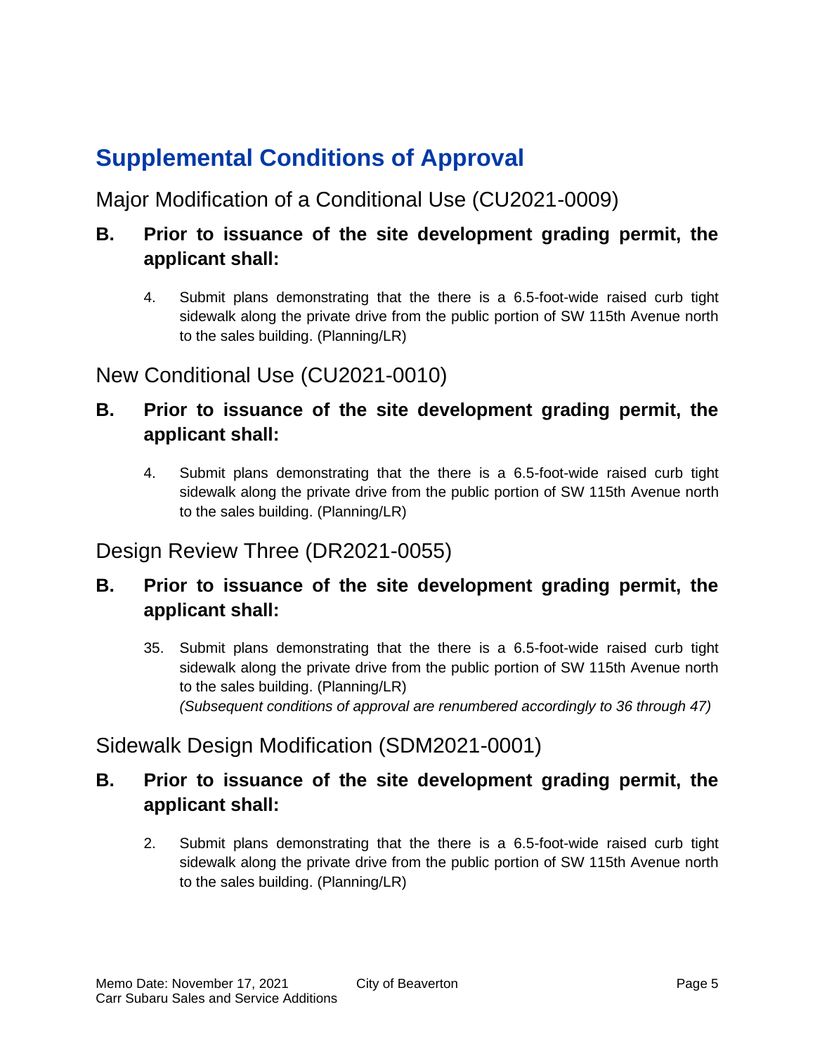# Supplemental Conditions of Approval

## Major Modification of a Conditional Use (CU2021-0009)

### B. Prior to issuance of the site development grading permit, the applicant shall:

4. Submit plans demonstrating that the there is a 6.5-foot-wide raised curb tight sidewalk along the private drive from the public portion of SW 115th Avenue north to the sales building. (Planning/LR)

## New Conditional Use (CU2021-0010)

### B. Prior to issuance of the site development grading permit, the applicant shall:

4. Submit plans demonstrating that the there is a 6.5-foot-wide raised curb tight sidewalk along the private drive from the public portion of SW 115th Avenue north to the sales building. (Planning/LR)

## Design Review Three (DR2021-0055)

### B. Prior to issuance of the site development grading permit, the applicant shall:

35. Submit plans demonstrating that the there is a 6.5-foot-wide raised curb tight sidewalk along the private drive from the public portion of SW 115th Avenue north to the sales building. (Planning/LR)
*(Subsequent conditions of approval are renumbered accordingly to 36 through 47)*

## Sidewalk Design Modification (SDM2021-0001)

### B. Prior to issuance of the site development grading permit, the applicant shall:

2. Submit plans demonstrating that the there is a 6.5-foot-wide raised curb tight sidewalk along the private drive from the public portion of SW 115th Avenue north to the sales building. (Planning/LR)